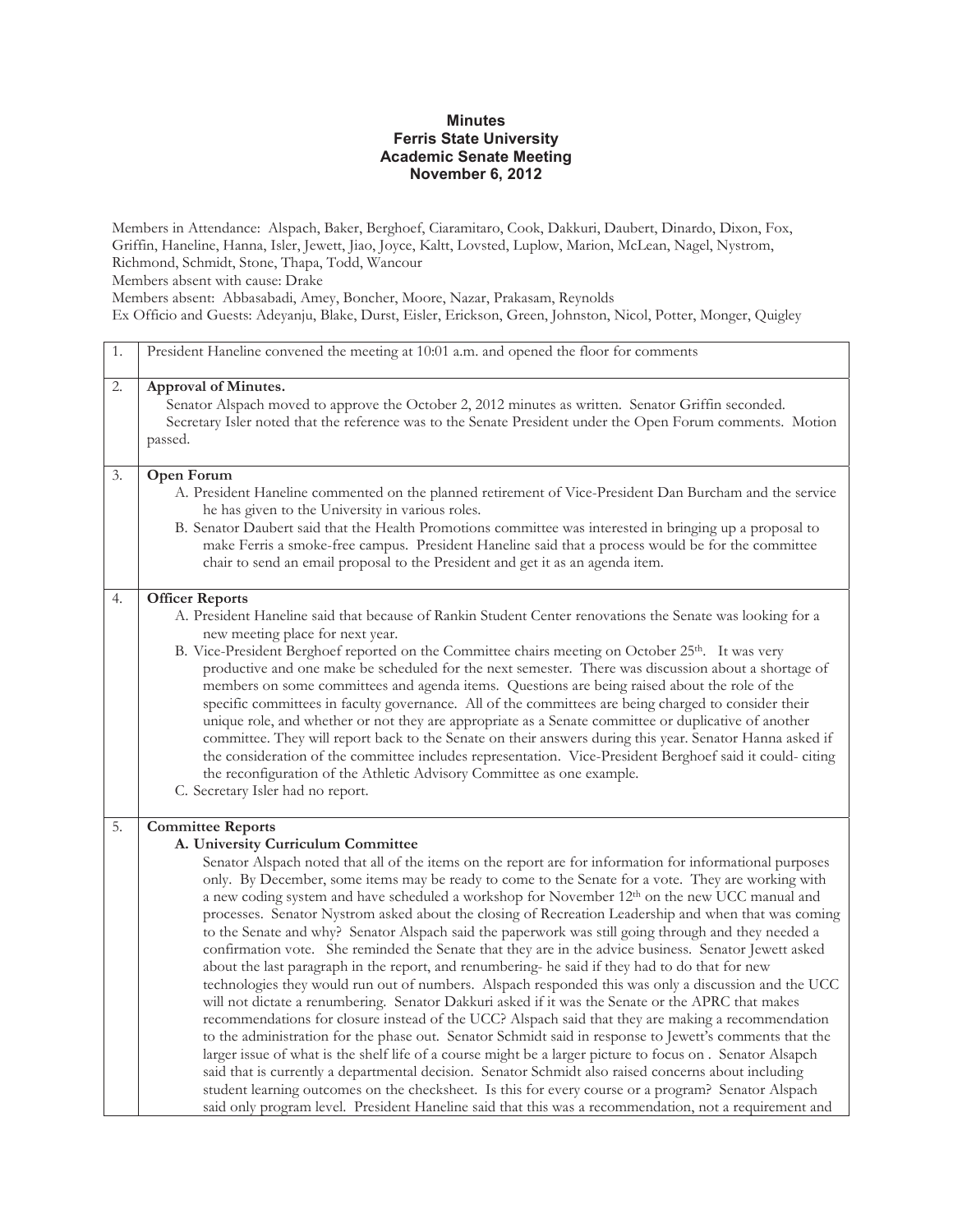**Minutes**
**Ferris State University**
**Academic Senate Meeting**
**November 6, 2012**

Members in Attendance: Alspach, Baker, Berghoef, Ciaramitaro, Cook, Dakkuri, Daubert, Dinardo, Dixon, Fox, Griffin, Haneline, Hanna, Isler, Jewett, Jiao, Joyce, Kaltt, Lovsted, Luplow, Marion, McLean, Nagel, Nystrom, Richmond, Schmidt, Stone, Thapa, Todd, Wancour
Members absent with cause: Drake
Members absent: Abbasabadi, Amey, Boncher, Moore, Nazar, Prakasam, Reynolds
Ex Officio and Guests: Adeyanju, Blake, Durst, Eisler, Erickson, Green, Johnston, Nicol, Potter, Monger, Quigley

| | |
|---|---|
| 1. | President Haneline convened the meeting at 10:01 a.m. and opened the floor for comments |
| 2. | **Approval of Minutes.**<br>Senator Alspach moved to approve the October 2, 2012 minutes as written. Senator Griffin seconded. Secretary Isler noted that the reference was to the Senate President under the Open Forum comments. Motion passed. |
| 3. | **Open Forum**<br>A. President Haneline commented on the planned retirement of Vice-President Dan Burcham and the service he has given to the University in various roles.<br>B. Senator Daubert said that the Health Promotions committee was interested in bringing up a proposal to make Ferris a smoke-free campus. President Haneline said that a process would be for the committee chair to send an email proposal to the President and get it as an agenda item. |
| 4. | **Officer Reports**<br>A. President Haneline said that because of Rankin Student Center renovations the Senate was looking for a new meeting place for next year.<br>B. Vice-President Berghoef reported on the Committee chairs meeting on October 25th. It was very productive and one make be scheduled for the next semester. There was discussion about a shortage of members on some committees and agenda items. Questions are being raised about the role of the specific committees in faculty governance. All of the committees are being charged to consider their unique role, and whether or not they are appropriate as a Senate committee or duplicative of another committee. They will report back to the Senate on their answers during this year. Senator Hanna asked if the consideration of the committee includes representation. Vice-President Berghoef said it could- citing the reconfiguration of the Athletic Advisory Committee as one example.<br>C. Secretary Isler had no report. |
| 5. | **Committee Reports**<br>**A. University Curriculum Committee**<br>Senator Alspach noted that all of the items on the report are for information for informational purposes only. By December, some items may be ready to come to the Senate for a vote. They are working with a new coding system and have scheduled a workshop for November 12th on the new UCC manual and processes. Senator Nystrom asked about the closing of Recreation Leadership and when that was coming to the Senate and why? Senator Alspach said the paperwork was still going through and they needed a confirmation vote. She reminded the Senate that they are in the advice business. Senator Jewett asked about the last paragraph in the report, and renumbering- he said if they had to do that for new technologies they would run out of numbers. Alspach responded this was only a discussion and the UCC will not dictate a renumbering. Senator Dakkuri asked if it was the Senate or the APRC that makes recommendations for closure instead of the UCC? Alspach said that they are making a recommendation to the administration for the phase out. Senator Schmidt said in response to Jewett's comments that the larger issue of what is the shelf life of a course might be a larger picture to focus on . Senator Alsapch said that is currently a departmental decision. Senator Schmidt also raised concerns about including student learning outcomes on the checksheet. Is this for every course or a program? Senator Alspach said only program level. President Haneline said that this was a recommendation, not a requirement and |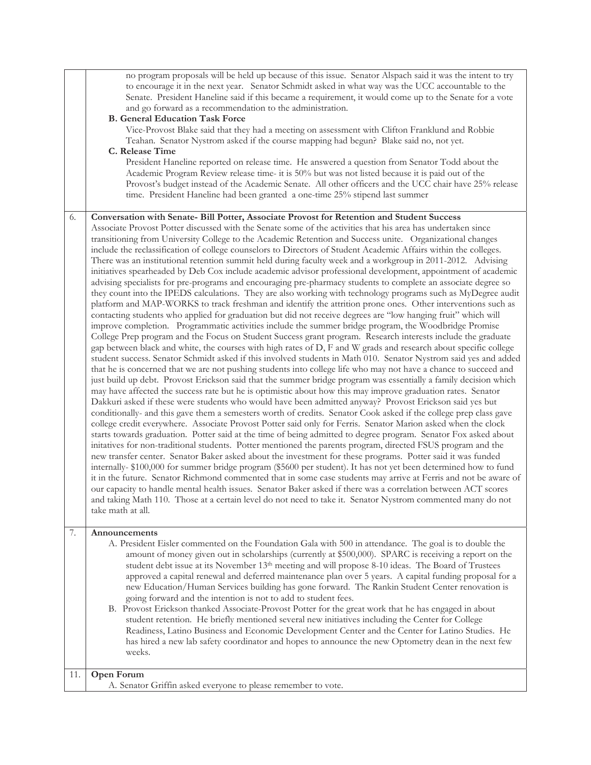no program proposals will be held up because of this issue. Senator Alspach said it was the intent to try to encourage it in the next year. Senator Schmidt asked in what way was the UCC accountable to the Senate. President Haneline said if this became a requirement, it would come up to the Senate for a vote and go forward as a recommendation to the administration.

**B. General Education Task Force**

Vice-Provost Blake said that they had a meeting on assessment with Clifton Franklund and Robbie Teahan. Senator Nystrom asked if the course mapping had begun? Blake said no, not yet.

**C. Release Time**

President Haneline reported on release time. He answered a question from Senator Todd about the Academic Program Review release time- it is 50% but was not listed because it is paid out of the Provost's budget instead of the Academic Senate. All other officers and the UCC chair have 25% release time. President Haneline had been granted a one-time 25% stipend last summer

6. **Conversation with Senate- Bill Potter, Associate Provost for Retention and Student Success**

Associate Provost Potter discussed with the Senate some of the activities that his area has undertaken since transitioning from University College to the Academic Retention and Success unite. Organizational changes include the reclassification of college counselors to Directors of Student Academic Affairs within the colleges. There was an institutional retention summit held during faculty week and a workgroup in 2011-2012. Advising initiatives spearheaded by Deb Cox include academic advisor professional development, appointment of academic advising specialists for pre-programs and encouraging pre-pharmacy students to complete an associate degree so they count into the IPEDS calculations. They are also working with technology programs such as MyDegree audit platform and MAP-WORKS to track freshman and identify the attrition prone ones. Other interventions such as contacting students who applied for graduation but did not receive degrees are "low hanging fruit" which will improve completion. Programmatic activities include the summer bridge program, the Woodbridge Promise College Prep program and the Focus on Student Success grant program. Research interests include the graduate gap between black and white, the courses with high rates of D, F and W grads and research about specific college student success. Senator Schmidt asked if this involved students in Math 010. Senator Nystrom said yes and added that he is concerned that we are not pushing students into college life who may not have a chance to succeed and just build up debt. Provost Erickson said that the summer bridge program was essentially a family decision which may have affected the success rate but he is optimistic about how this may improve graduation rates. Senator Dakkuri asked if these were students who would have been admitted anyway? Provost Erickson said yes but conditionally- and this gave them a semesters worth of credits. Senator Cook asked if the college prep class gave college credit everywhere. Associate Provost Potter said only for Ferris. Senator Marion asked when the clock starts towards graduation. Potter said at the time of being admitted to degree program. Senator Fox asked about initatives for non-traditional students. Potter mentioned the parents program, directed FSUS program and the new transfer center. Senator Baker asked about the investment for these programs. Potter said it was funded internally- $100,000 for summer bridge program ($5600 per student). It has not yet been determined how to fund it in the future. Senator Richmond commented that in some case students may arrive at Ferris and not be aware of our capacity to handle mental health issues. Senator Baker asked if there was a correlation between ACT scores and taking Math 110. Those at a certain level do not need to take it. Senator Nystrom commented many do not take math at all.

7. **Announcements**

A. President Eisler commented on the Foundation Gala with 500 in attendance. The goal is to double the amount of money given out in scholarships (currently at $500,000). SPARC is receiving a report on the student debt issue at its November 13th meeting and will propose 8-10 ideas. The Board of Trustees approved a capital renewal and deferred maintenance plan over 5 years. A capital funding proposal for a new Education/Human Services building has gone forward. The Rankin Student Center renovation is going forward and the intention is not to add to student fees.

B. Provost Erickson thanked Associate-Provost Potter for the great work that he has engaged in about student retention. He briefly mentioned several new initiatives including the Center for College Readiness, Latino Business and Economic Development Center and the Center for Latino Studies. He has hired a new lab safety coordinator and hopes to announce the new Optometry dean in the next few weeks.

11. **Open Forum**

A. Senator Griffin asked everyone to please remember to vote.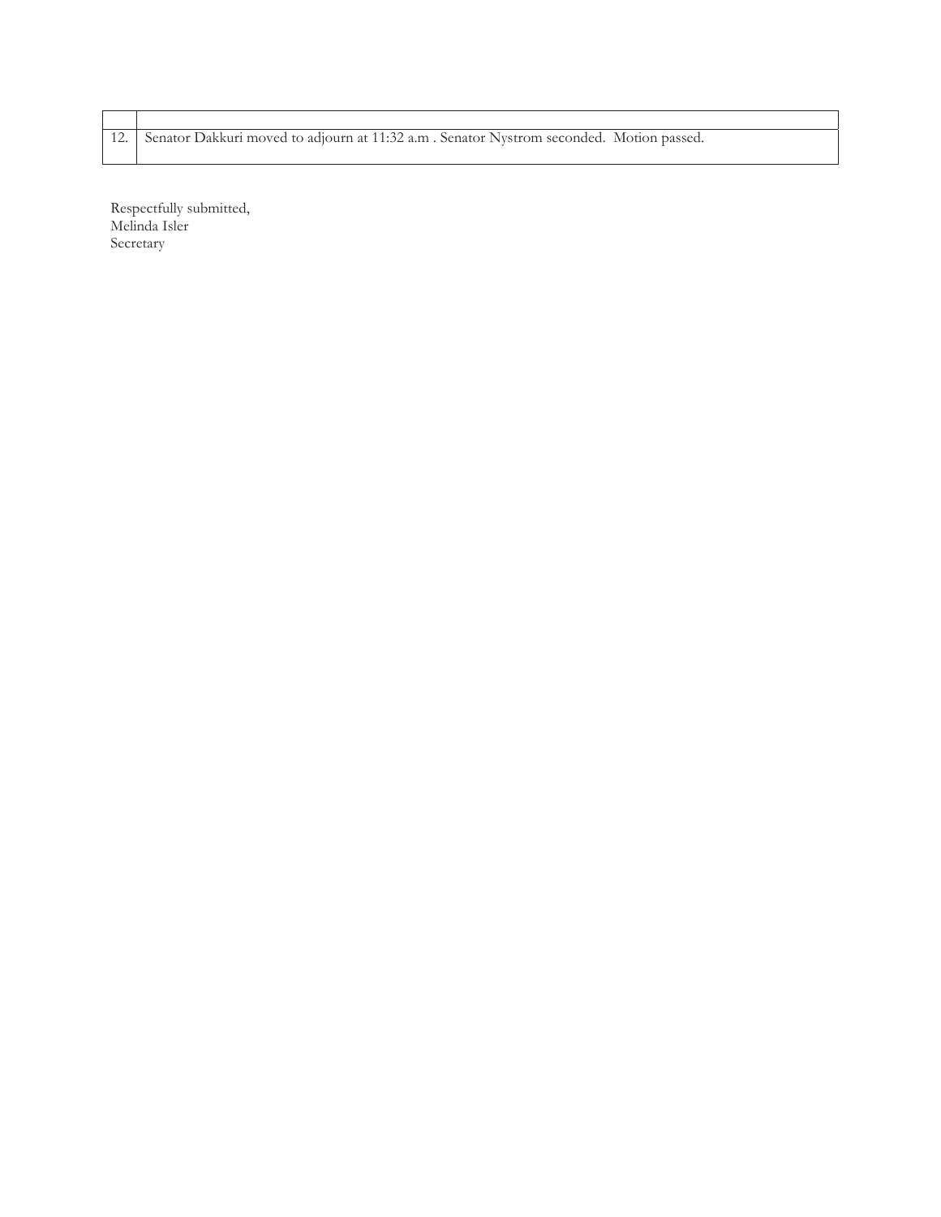| | |
|---|---|
| 12. | Senator Dakkuri moved to adjourn at 11:32 a.m . Senator Nystrom seconded. Motion passed. |

Respectfully submitted,
Melinda Isler
Secretary